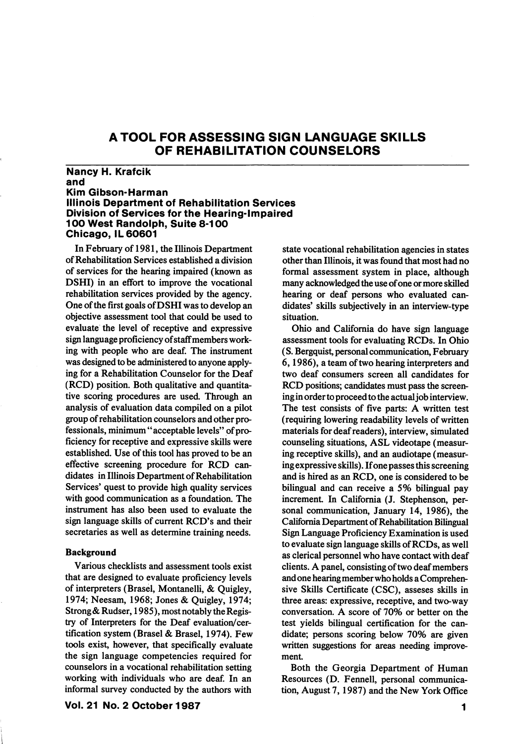# A TOOL FOR ASSESSING SIGN LANGUAGE SKILLS OF REHABILITATION COUNSELORS

**Nancy H. Krafcik**
**and**
**Kim Gibson-Harman**
**Illinois Department of Rehabilitation Services**
**Division of Services for the Hearing-Impaired**
**100 West Randolph, Suite 8-100**
**Chicago, IL 60601**

In February of 1981, the Illinois Department of Rehabilitation Services established a division of services for the hearing impaired (known as DSHI) in an effort to improve the vocational rehabilitation services provided by the agency. One of the first goals of DSHI was to develop an objective assessment tool that could be used to evaluate the level of receptive and expressive sign language proficiency of staff members working with people who are deaf. The instrument was designed to be administered to anyone applying for a Rehabilitation Counselor for the Deaf (RCD) position. Both qualitative and quantitative scoring procedures are used. Through an analysis of evaluation data compiled on a pilot group of rehabilitation counselors and other professionals, minimum "acceptable levels" of proficiency for receptive and expressive skills were established. Use of this tool has proved to be an effective screening procedure for RCD candidates in Illinois Department of Rehabilitation Services' quest to provide high quality services with good communication as a foundation. The instrument has also been used to evaluate the sign language skills of current RCD's and their secretaries as well as determine training needs.

## Background

Various checklists and assessment tools exist that are designed to evaluate proficiency levels of interpreters (Brasel, Montanelli, & Quigley, 1974; Neesam, 1968; Jones & Quigley, 1974; Strong & Rudser, 1985), most notably the Registry of Interpreters for the Deaf evaluation/certification system (Brasel & Brasel, 1974). Few tools exist, however, that specifically evaluate the sign language competencies required for counselors in a vocational rehabilitation setting working with individuals who are deaf. In an informal survey conducted by the authors with state vocational rehabilitation agencies in states other than Illinois, it was found that most had no formal assessment system in place, although many acknowledged the use of one or more skilled hearing or deaf persons who evaluated candidates' skills subjectively in an interview-type situation.

Ohio and California do have sign language assessment tools for evaluating RCDs. In Ohio (S. Bergquist, personal communication, February 6, 1986), a team of two hearing interpreters and two deaf consumers screen all candidates for RCD positions; candidates must pass the screening in order to proceed to the actual job interview. The test consists of five parts: A written test (requiring lowering readability levels of written materials for deaf readers), interview, simulated counseling situations, ASL videotape (measuring receptive skills), and an audiotape (measuring expressive skills). If one passes this screening and is hired as an RCD, one is considered to be bilingual and can receive a 5% bilingual pay increment. In California (J. Stephenson, personal communication, January 14, 1986), the California Department of Rehabilitation Bilingual Sign Language Proficiency Examination is used to evaluate sign language skills of RCDs, as well as clerical personnel who have contact with deaf clients. A panel, consisting of two deaf members and one hearing member who holds a Comprehensive Skills Certificate (CSC), asseses skills in three areas: expressive, receptive, and two-way conversation. A score of 70% or better on the test yields bilingual certification for the candidate; persons scoring below 70% are given written suggestions for areas needing improvement.

Both the Georgia Department of Human Resources (D. Fennell, personal communication, August 7, 1987) and the New York Office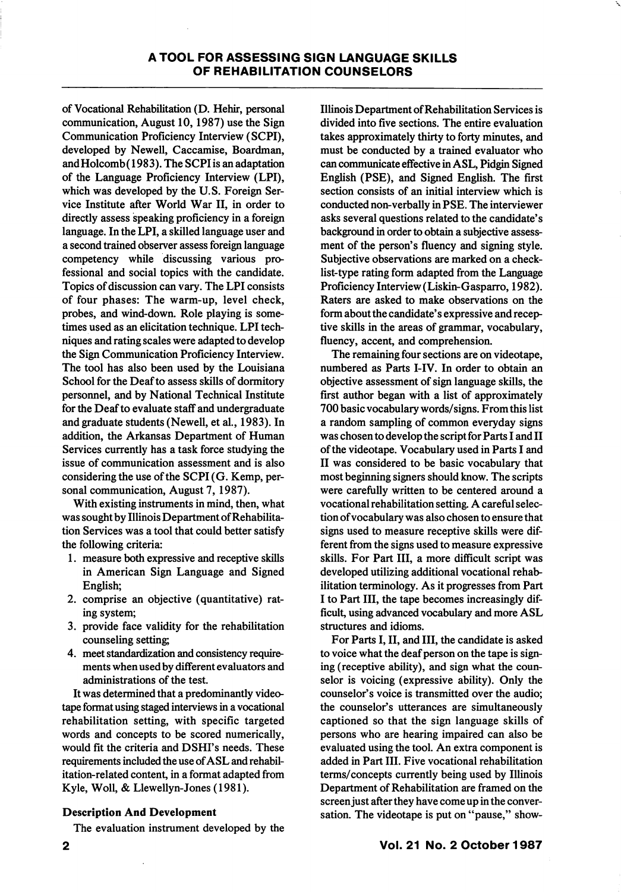of Vocational Rehabilitation (D. Hehir, personal communication, August 10, 1987) use the Sign Communication Proficiency Interview (SCPI), developed by Newell, Caccamise, Boardman, and Holcomb (1983). The SCPI is an adaptation of the Language Proficiency Interview (LPI), which was developed by the U.S. Foreign Service Institute after World War II, in order to directly assess speaking proficiency in a foreign language. In the LPI, a skilled language user and a second trained observer assess foreign language competency while discussing various professional and social topics with the candidate. Topics of discussion can vary. The LPI consists of four phases: The warm-up, level check, probes, and wind-down. Role playing is sometimes used as an elicitation technique. LPI techniques and rating scales were adapted to develop the Sign Communication Proficiency Interview. The tool has also been used by the Louisiana School for the Deaf to assess skills of dormitory personnel, and by National Technical Institute for the Deaf to evaluate staff and undergraduate and graduate students (Newell, et al., 1983). In addition, the Arkansas Department of Human Services currently has a task force studying the issue of communication assessment and is also considering the use of the SCPI (G. Kemp, personal communication, August 7, 1987).

With existing instruments in mind, then, what was sought by Illinois Department of Rehabilitation Services was a tool that could better satisfy the following criteria:

1. measure both expressive and receptive skills in American Sign Language and Signed English;
2. comprise an objective (quantitative) rating system;
3. provide face validity for the rehabilitation counseling setting;
4. meet standardization and consistency requirements when used by different evaluators and administrations of the test.

It was determined that a predominantly videotape format using staged interviews in a vocational rehabilitation setting, with specific targeted words and concepts to be scored numerically, would fit the criteria and DSHI's needs. These requirements included the use of ASL and rehabilitation-related content, in a format adapted from Kyle, Woll, & Llewellyn-Jones (1981).

### Description And Development

The evaluation instrument developed by the Illinois Department of Rehabilitation Services is divided into five sections. The entire evaluation takes approximately thirty to forty minutes, and must be conducted by a trained evaluator who can communicate effective in ASL, Pidgin Signed English (PSE), and Signed English. The first section consists of an initial interview which is conducted non-verbally in PSE. The interviewer asks several questions related to the candidate's background in order to obtain a subjective assessment of the person's fluency and signing style. Subjective observations are marked on a checklist-type rating form adapted from the Language Proficiency Interview (Liskin-Gasparro, 1982). Raters are asked to make observations on the form about the candidate's expressive and receptive skills in the areas of grammar, vocabulary, fluency, accent, and comprehension.

The remaining four sections are on videotape, numbered as Parts I-IV. In order to obtain an objective assessment of sign language skills, the first author began with a list of approximately 700 basic vocabulary words/signs. From this list a random sampling of common everyday signs was chosen to develop the script for Parts I and II of the videotape. Vocabulary used in Parts I and II was considered to be basic vocabulary that most beginning signers should know. The scripts were carefully written to be centered around a vocational rehabilitation setting. A careful selection of vocabulary was also chosen to ensure that signs used to measure receptive skills were different from the signs used to measure expressive skills. For Part III, a more difficult script was developed utilizing additional vocational rehabilitation terminology. As it progresses from Part I to Part III, the tape becomes increasingly difficult, using advanced vocabulary and more ASL structures and idioms.

For Parts I, II, and III, the candidate is asked to voice what the deaf person on the tape is signing (receptive ability), and sign what the counselor is voicing (expressive ability). Only the counselor's voice is transmitted over the audio; the counselor's utterances are simultaneously captioned so that the sign language skills of persons who are hearing impaired can also be evaluated using the tool. An extra component is added in Part III. Five vocational rehabilitation terms/concepts currently being used by Illinois Department of Rehabilitation are framed on the screen just after they have come up in the conversation. The videotape is put on "pause," show-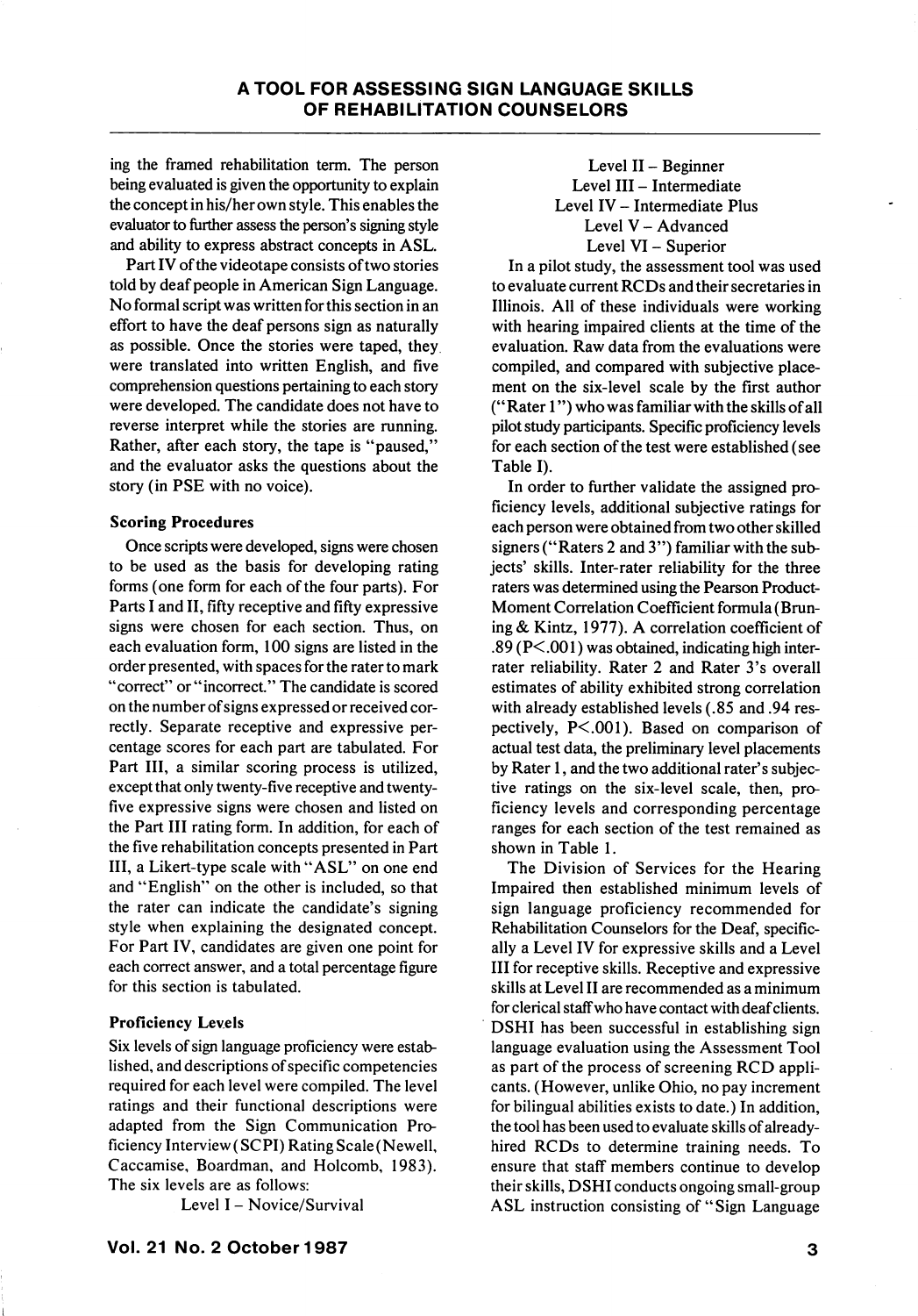ing the framed rehabilitation term. The person being evaluated is given the opportunity to explain the concept in his/her own style. This enables the evaluator to further assess the person's signing style and ability to express abstract concepts in ASL.

Part IV of the videotape consists of two stories told by deaf people in American Sign Language. No formal script was written for this section in an effort to have the deaf persons sign as naturally as possible. Once the stories were taped, they were translated into written English, and five comprehension questions pertaining to each story were developed. The candidate does not have to reverse interpret while the stories are running. Rather, after each story, the tape is "paused," and the evaluator asks the questions about the story (in PSE with no voice).

### Scoring Procedures

Once scripts were developed, signs were chosen to be used as the basis for developing rating forms (one form for each of the four parts). For Parts I and II, fifty receptive and fifty expressive signs were chosen for each section. Thus, on each evaluation form, 100 signs are listed in the order presented, with spaces for the rater to mark "correct" or "incorrect." The candidate is scored on the number of signs expressed or received correctly. Separate receptive and expressive percentage scores for each part are tabulated. For Part III, a similar scoring process is utilized, except that only twenty-five receptive and twenty-five expressive signs were chosen and listed on the Part III rating form. In addition, for each of the five rehabilitation concepts presented in Part III, a Likert-type scale with "ASL" on one end and "English" on the other is included, so that the rater can indicate the candidate's signing style when explaining the designated concept. For Part IV, candidates are given one point for each correct answer, and a total percentage figure for this section is tabulated.

### Proficiency Levels

Six levels of sign language proficiency were established, and descriptions of specific competencies required for each level were compiled. The level ratings and their functional descriptions were adapted from the Sign Communication Proficiency Interview (SCPI) Rating Scale (Newell, Caccamise, Boardman, and Holcomb, 1983). The six levels are as follows:

Level I – Novice/Survival
Level II – Beginner
Level III – Intermediate
Level IV – Intermediate Plus
Level V – Advanced
Level VI – Superior

In a pilot study, the assessment tool was used to evaluate current RCDs and their secretaries in Illinois. All of these individuals were working with hearing impaired clients at the time of the evaluation. Raw data from the evaluations were compiled, and compared with subjective placement on the six-level scale by the first author ("Rater 1") who was familiar with the skills of all pilot study participants. Specific proficiency levels for each section of the test were established (see Table I).

In order to further validate the assigned proficiency levels, additional subjective ratings for each person were obtained from two other skilled signers ("Raters 2 and 3") familiar with the subjects' skills. Inter-rater reliability for the three raters was determined using the Pearson Product-Moment Correlation Coefficient formula (Bruning & Kintz, 1977). A correlation coefficient of .89 ($P<.001$) was obtained, indicating high inter-rater reliability. Rater 2 and Rater 3's overall estimates of ability exhibited strong correlation with already established levels (.85 and .94 respectively, $P<.001$). Based on comparison of actual test data, the preliminary level placements by Rater 1, and the two additional rater's subjective ratings on the six-level scale, then, proficiency levels and corresponding percentage ranges for each section of the test remained as shown in Table 1.

The Division of Services for the Hearing Impaired then established minimum levels of sign language proficiency recommended for Rehabilitation Counselors for the Deaf, specifically a Level IV for expressive skills and a Level III for receptive skills. Receptive and expressive skills at Level II are recommended as a minimum for clerical staff who have contact with deaf clients. DSHI has been successful in establishing sign language evaluation using the Assessment Tool as part of the process of screening RCD applicants. (However, unlike Ohio, no pay increment for bilingual abilities exists to date.) In addition, the tool has been used to evaluate skills of already-hired RCDs to determine training needs. To ensure that staff members continue to develop their skills, DSHI conducts ongoing small-group ASL instruction consisting of "Sign Language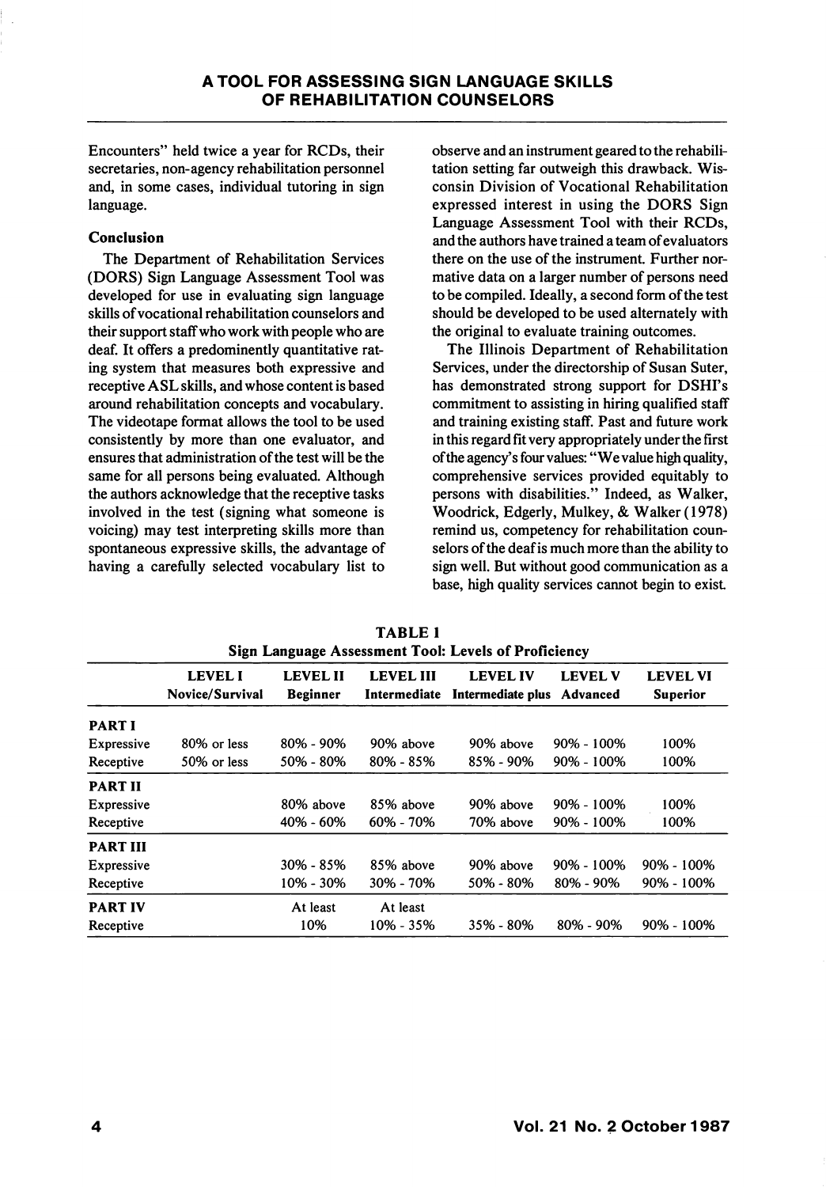Encounters" held twice a year for RCDs, their secretaries, non-agency rehabilitation personnel and, in some cases, individual tutoring in sign language.

### Conclusion

The Department of Rehabilitation Services (DORS) Sign Language Assessment Tool was developed for use in evaluating sign language skills of vocational rehabilitation counselors and their support staff who work with people who are deaf. It offers a predominently quantitative rating system that measures both expressive and receptive ASL skills, and whose content is based around rehabilitation concepts and vocabulary. The videotape format allows the tool to be used consistently by more than one evaluator, and ensures that administration of the test will be the same for all persons being evaluated. Although the authors acknowledge that the receptive tasks involved in the test (signing what someone is voicing) may test interpreting skills more than spontaneous expressive skills, the advantage of having a carefully selected vocabulary list to observe and an instrument geared to the rehabilitation setting far outweigh this drawback. Wisconsin Division of Vocational Rehabilitation expressed interest in using the DORS Sign Language Assessment Tool with their RCDs, and the authors have trained a team of evaluators there on the use of the instrument. Further normative data on a larger number of persons need to be compiled. Ideally, a second form of the test should be developed to be used alternately with the original to evaluate training outcomes.

The Illinois Department of Rehabilitation Services, under the directorship of Susan Suter, has demonstrated strong support for DSHI's commitment to assisting in hiring qualified staff and training existing staff. Past and future work in this regard fit very appropriately under the first of the agency's four values: "We value high quality, comprehensive services provided equitably to persons with disabilities." Indeed, as Walker, Woodrick, Edgerly, Mulkey, & Walker (1978) remind us, competency for rehabilitation counselors of the deaf is much more than the ability to sign well. But without good communication as a base, high quality services cannot begin to exist.

**TABLE 1**
**Sign Language Assessment Tool: Levels of Proficiency**

| | LEVEL I Novice/Survival | LEVEL II Beginner | LEVEL III Intermediate | LEVEL IV Intermediate plus | LEVEL V Advanced | LEVEL VI Superior |
|---|---|---|---|---|---|---|
| **PART I** | | | | | | |
| Expressive | 80% or less | 80% - 90% | 90% above | 90% above | 90% - 100% | 100% |
| Receptive | 50% or less | 50% - 80% | 80% - 85% | 85% - 90% | 90% - 100% | 100% |
| **PART II** | | | | | | |
| Expressive | | 80% above | 85% above | 90% above | 90% - 100% | 100% |
| Receptive | | 40% - 60% | 60% - 70% | 70% above | 90% - 100% | 100% |
| **PART III** | | | | | | |
| Expressive | | 30% - 85% | 85% above | 90% above | 90% - 100% | 90% - 100% |
| Receptive | | 10% - 30% | 30% - 70% | 50% - 80% | 80% - 90% | 90% - 100% |
| **PART IV** | | | | | | |
| Receptive | | At least 10% | At least 10% - 35% | 35% - 80% | 80% - 90% | 90% - 100% |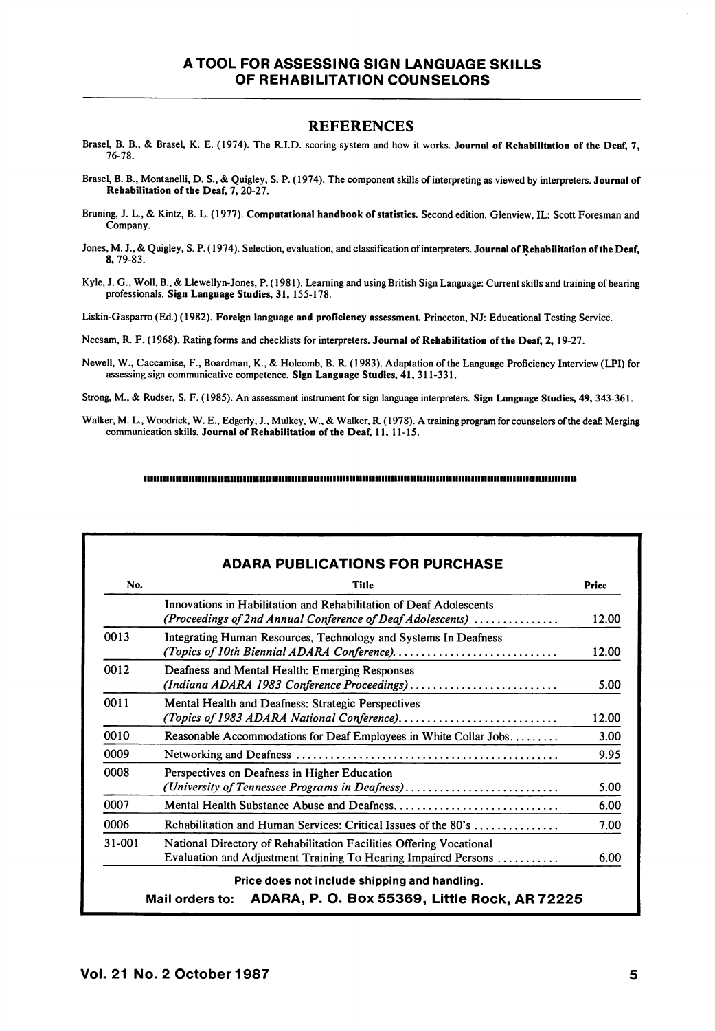## REFERENCES

Brasel, B. B., & Brasel, K. E. (1974). The R.I.D. scoring system and how it works. **Journal of Rehabilitation of the Deaf, 7,** 76-78.

Brasel, B. B., Montanelli, D. S., & Quigley, S. P. (1974). The component skills of interpreting as viewed by interpreters. **Journal of Rehabilitation of the Deaf, 7,** 20-27.

Bruning, J. L., & Kintz, B. L. (1977). **Computational handbook of statistics.** Second edition. Glenview, IL: Scott Foresman and Company.

Jones, M. J., & Quigley, S. P. (1974). Selection, evaluation, and classification of interpreters. **Journal of Rehabilitation of the Deaf, 8,** 79-83.

Kyle, J. G., Woll, B., & Llewellyn-Jones, P. (1981). Learning and using British Sign Language: Current skills and training of hearing professionals. **Sign Language Studies, 31,** 155-178.

Liskin-Gasparro (Ed.) (1982). **Foreign language and proficiency assessment.** Princeton, NJ: Educational Testing Service.

Neesam, R. F. (1968). Rating forms and checklists for interpreters. **Journal of Rehabilitation of the Deaf, 2,** 19-27.

Newell, W., Caccamise, F., Boardman, K., & Holcomb, B. R. (1983). Adaptation of the Language Proficiency Interview (LPI) for assessing sign communicative competence. **Sign Language Studies, 41,** 311-331.

Strong, M., & Rudser, S. F. (1985). An assessment instrument for sign language interpreters. **Sign Language Studies, 49,** 343-361.

Walker, M. L., Woodrick, W. E., Edgerly, J., Mulkey, W., & Walker, R. (1978). A training program for counselors of the deaf: Merging communication skills. **Journal of Rehabilitation of the Deaf, 11,** 11-15.

## ADARA PUBLICATIONS FOR PURCHASE

| No. | Title | Price |
|---|---|---|
| | Innovations in Habilitation and Rehabilitation of Deaf Adolescents *(Proceedings of 2nd Annual Conference of Deaf Adolescents)* | 12.00 |
| 0013 | Integrating Human Resources, Technology and Systems In Deafness *(Topics of 10th Biennial ADARA Conference)* | 12.00 |
| 0012 | Deafness and Mental Health: Emerging Responses *(Indiana ADARA 1983 Conference Proceedings)* | 5.00 |
| 0011 | Mental Health and Deafness: Strategic Perspectives *(Topics of 1983 ADARA National Conference)* | 12.00 |
| 0010 | Reasonable Accommodations for Deaf Employees in White Collar Jobs | 3.00 |
| 0009 | Networking and Deafness | 9.95 |
| 0008 | Perspectives on Deafness in Higher Education *(University of Tennessee Programs in Deafness)* | 5.00 |
| 0007 | Mental Health Substance Abuse and Deafness | 6.00 |
| 0006 | Rehabilitation and Human Services: Critical Issues of the 80's | 7.00 |
| 31-001 | National Directory of Rehabilitation Facilities Offering Vocational Evaluation and Adjustment Training To Hearing Impaired Persons | 6.00 |

**Price does not include shipping and handling.**

**Mail orders to: ADARA, P. O. Box 55369, Little Rock, AR 72225**